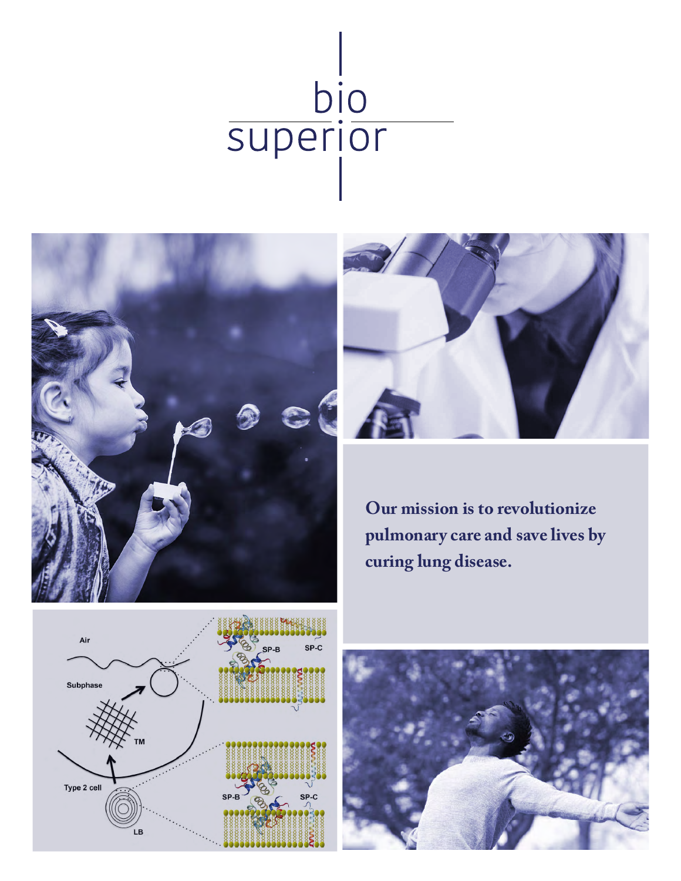# bio superior

**Our mission is to revolutionize pulmonary care and save lives by curing lung disease.**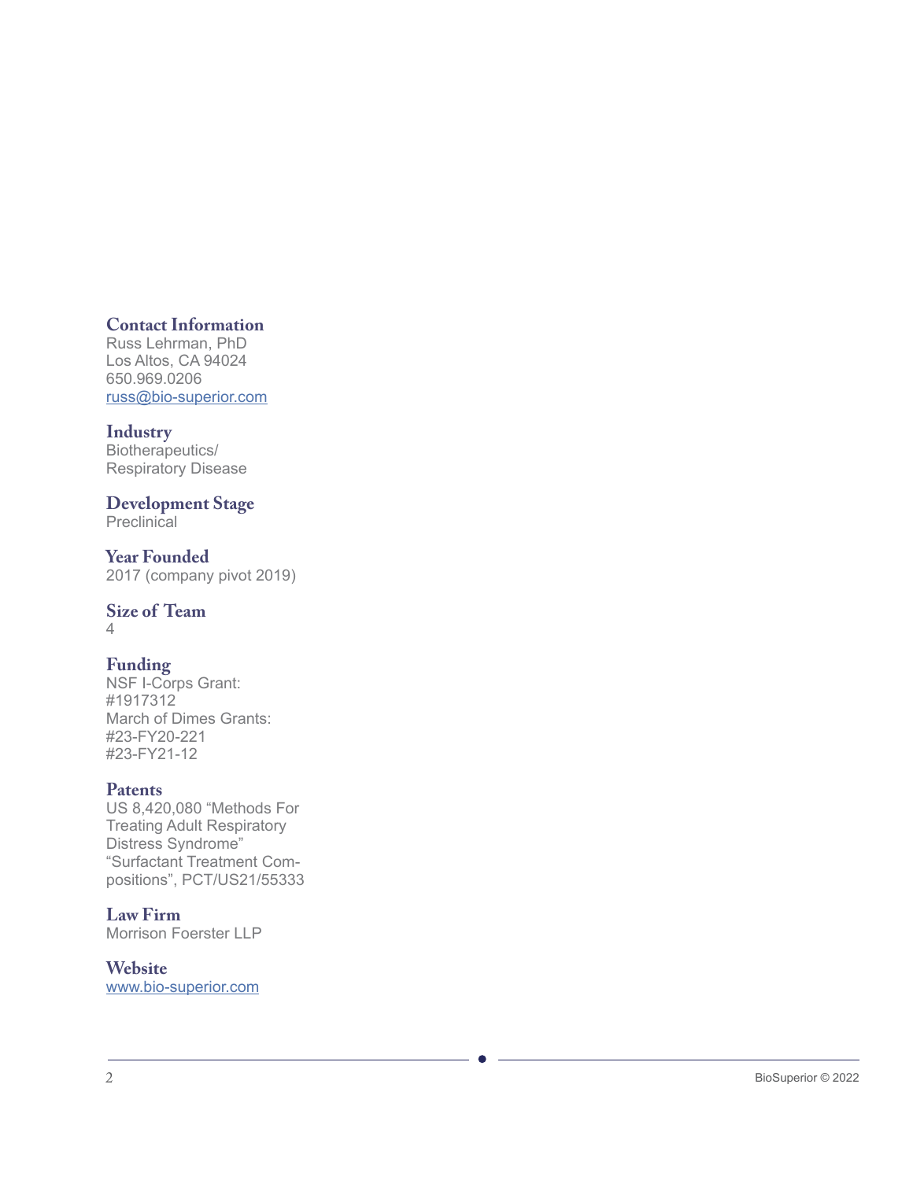### Contact Information

Russ Lehrman, PhD
Los Altos, CA 94024
650.969.0206
russ@bio-superior.com

### Industry

Biotherapeutics/
Respiratory Disease

### Development Stage

Preclinical

### Year Founded

2017 (company pivot 2019)

### Size of Team

4

### Funding

NSF I-Corps Grant:
#1917312
March of Dimes Grants:
#23-FY20-221
#23-FY21-12

### Patents

US 8,420,080 “Methods For Treating Adult Respiratory Distress Syndrome”
“Surfactant Treatment Compositions”, PCT/US21/55333

### Law Firm

Morrison Foerster LLP

### Website

www.bio-superior.com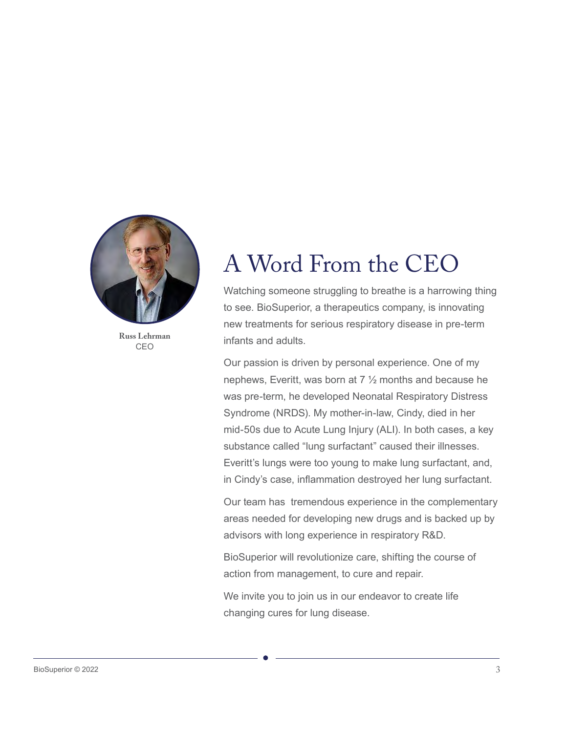Russ Lehrman
CEO

# A Word From the CEO

Watching someone struggling to breathe is a harrowing thing to see. BioSuperior, a therapeutics company, is innovating new treatments for serious respiratory disease in pre-term infants and adults.

Our passion is driven by personal experience. One of my nephews, Everitt, was born at 7 ½ months and because he was pre-term, he developed Neonatal Respiratory Distress Syndrome (NRDS). My mother-in-law, Cindy, died in her mid-50s due to Acute Lung Injury (ALI). In both cases, a key substance called "lung surfactant" caused their illnesses. Everitt's lungs were too young to make lung surfactant, and, in Cindy's case, inflammation destroyed her lung surfactant.

Our team has tremendous experience in the complementary areas needed for developing new drugs and is backed up by advisors with long experience in respiratory R&D.

BioSuperior will revolutionize care, shifting the course of action from management, to cure and repair.

We invite you to join us in our endeavor to create life changing cures for lung disease.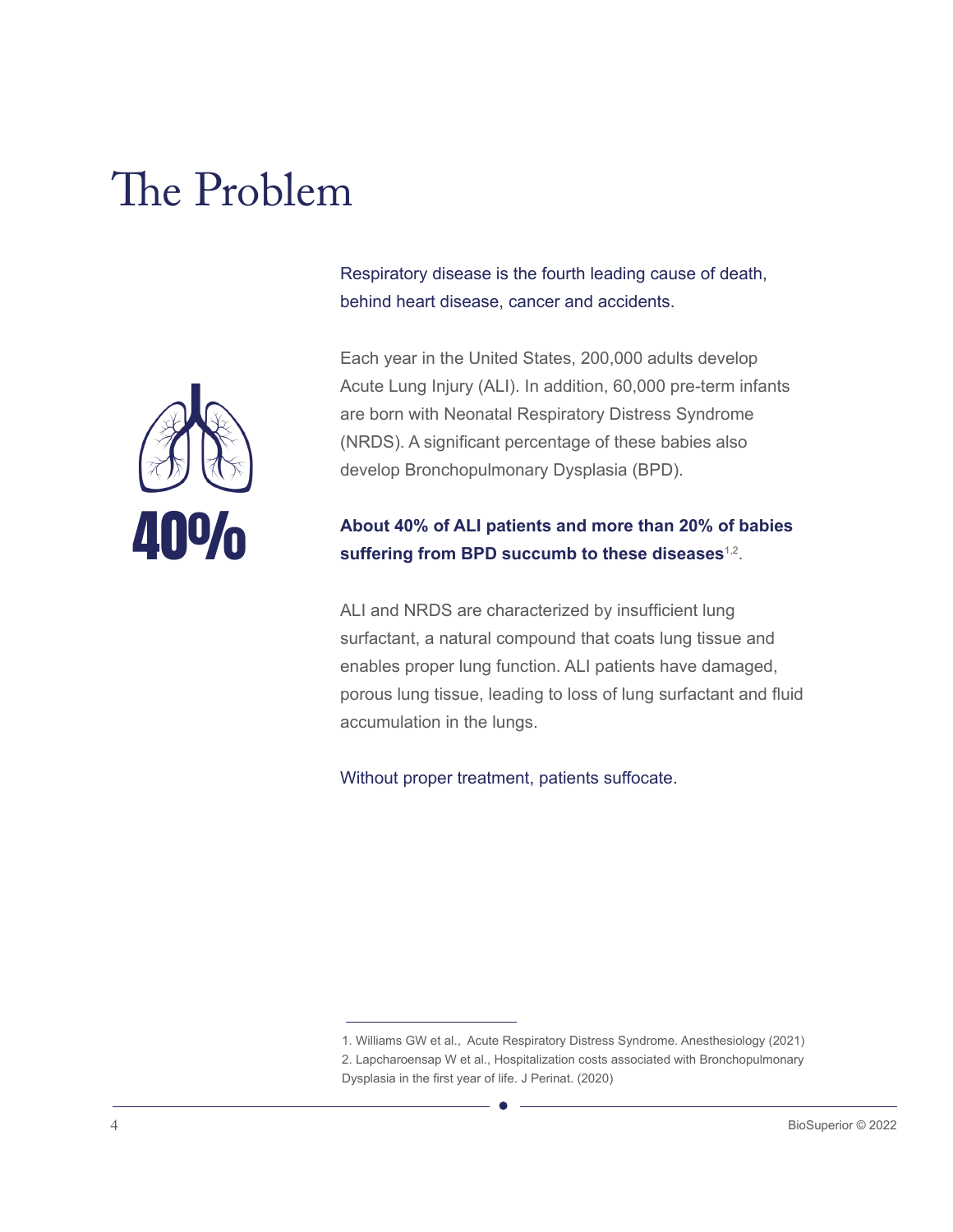# The Problem

40%

Respiratory disease is the fourth leading cause of death, behind heart disease, cancer and accidents.

Each year in the United States, 200,000 adults develop Acute Lung Injury (ALI). In addition, 60,000 pre-term infants are born with Neonatal Respiratory Distress Syndrome (NRDS). A significant percentage of these babies also develop Bronchopulmonary Dysplasia (BPD).

**About 40% of ALI patients and more than 20% of babies suffering from BPD succumb to these diseases**[1,2].

ALI and NRDS are characterized by insufficient lung surfactant, a natural compound that coats lung tissue and enables proper lung function. ALI patients have damaged, porous lung tissue, leading to loss of lung surfactant and fluid accumulation in the lungs.

Without proper treatment, patients suffocate.

1. Williams GW et al., Acute Respiratory Distress Syndrome. Anesthesiology (2021)
2. Lapcharoensap W et al., Hospitalization costs associated with Bronchopulmonary Dysplasia in the first year of life. J Perinat. (2020)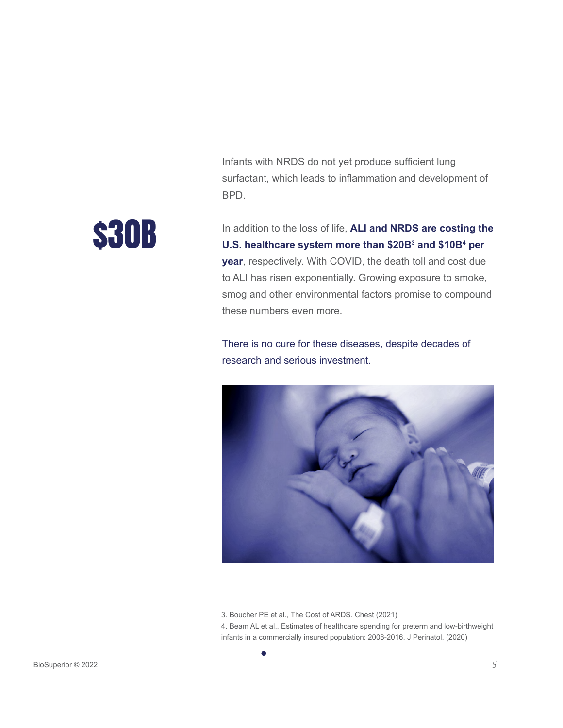Infants with NRDS do not yet produce sufficient lung surfactant, which leads to inflammation and development of BPD.

**$30B**

In addition to the loss of life, **ALI and NRDS are costing the U.S. healthcare system more than $20B[3] and $10B[4] per year**, respectively. With COVID, the death toll and cost due to ALI has risen exponentially. Growing exposure to smoke, smog and other environmental factors promise to compound these numbers even more.

There is no cure for these diseases, despite decades of research and serious investment.

---

3. Boucher PE et al., The Cost of ARDS. Chest (2021)
4. Beam AL et al., Estimates of healthcare spending for preterm and low-birthweight infants in a commercially insured population: 2008-2016. J Perinatol. (2020)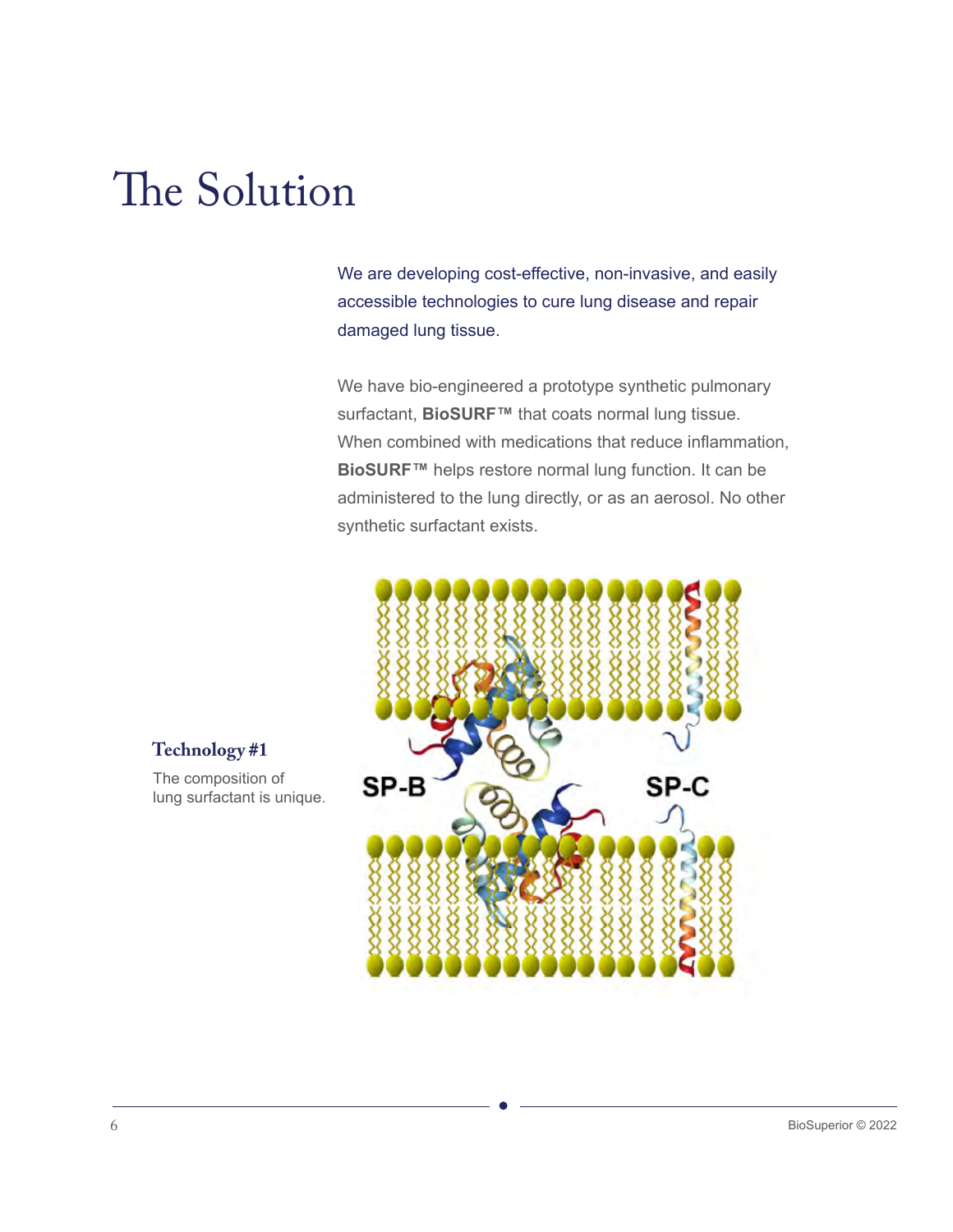# The Solution

We are developing cost-effective, non-invasive, and easily accessible technologies to cure lung disease and repair damaged lung tissue.

We have bio-engineered a prototype synthetic pulmonary surfactant, **BioSURF™** that coats normal lung tissue. When combined with medications that reduce inflammation, **BioSURF™** helps restore normal lung function. It can be administered to the lung directly, or as an aerosol. No other synthetic surfactant exists.

### Technology #1

The composition of lung surfactant is unique.

SP-B

SP-C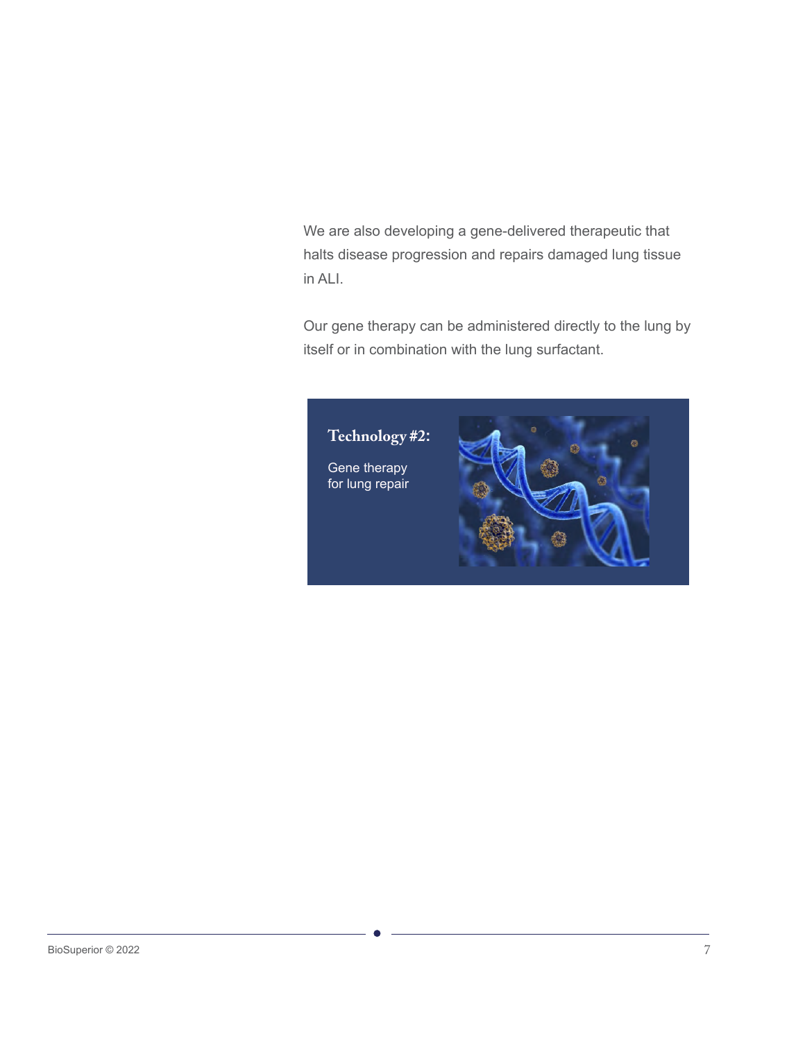We are also developing a gene-delivered therapeutic that halts disease progression and repairs damaged lung tissue in ALI.

Our gene therapy can be administered directly to the lung by itself or in combination with the lung surfactant.

**Technology #2:**

Gene therapy for lung repair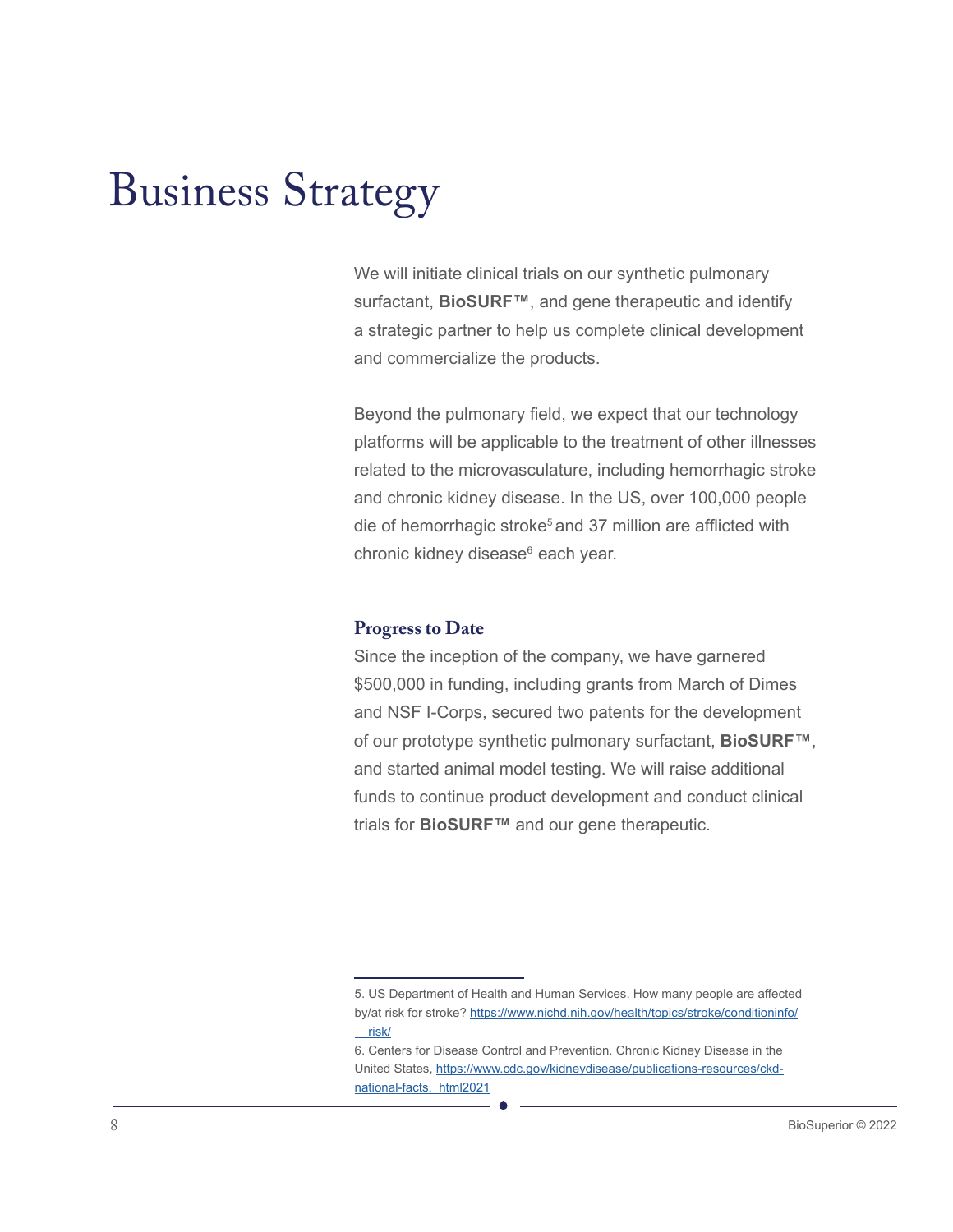# Business Strategy

We will initiate clinical trials on our synthetic pulmonary surfactant, **BioSURF™**, and gene therapeutic and identify a strategic partner to help us complete clinical development and commercialize the products.

Beyond the pulmonary field, we expect that our technology platforms will be applicable to the treatment of other illnesses related to the microvasculature, including hemorrhagic stroke and chronic kidney disease. In the US, over 100,000 people die of hemorrhagic stroke[5] and 37 million are afflicted with chronic kidney disease[6] each year.

### Progress to Date

Since the inception of the company, we have garnered $500,000 in funding, including grants from March of Dimes and NSF I-Corps, secured two patents for the development of our prototype synthetic pulmonary surfactant, **BioSURF™**, and started animal model testing. We will raise additional funds to continue product development and conduct clinical trials for **BioSURF™** and our gene therapeutic.

---

5. US Department of Health and Human Services. How many people are affected by/at risk for stroke? https://www.nichd.nih.gov/health/topics/stroke/conditioninfo/risk/

6. Centers for Disease Control and Prevention. Chronic Kidney Disease in the United States, https://www.cdc.gov/kidneydisease/publications-resources/ckd-national-facts.html2021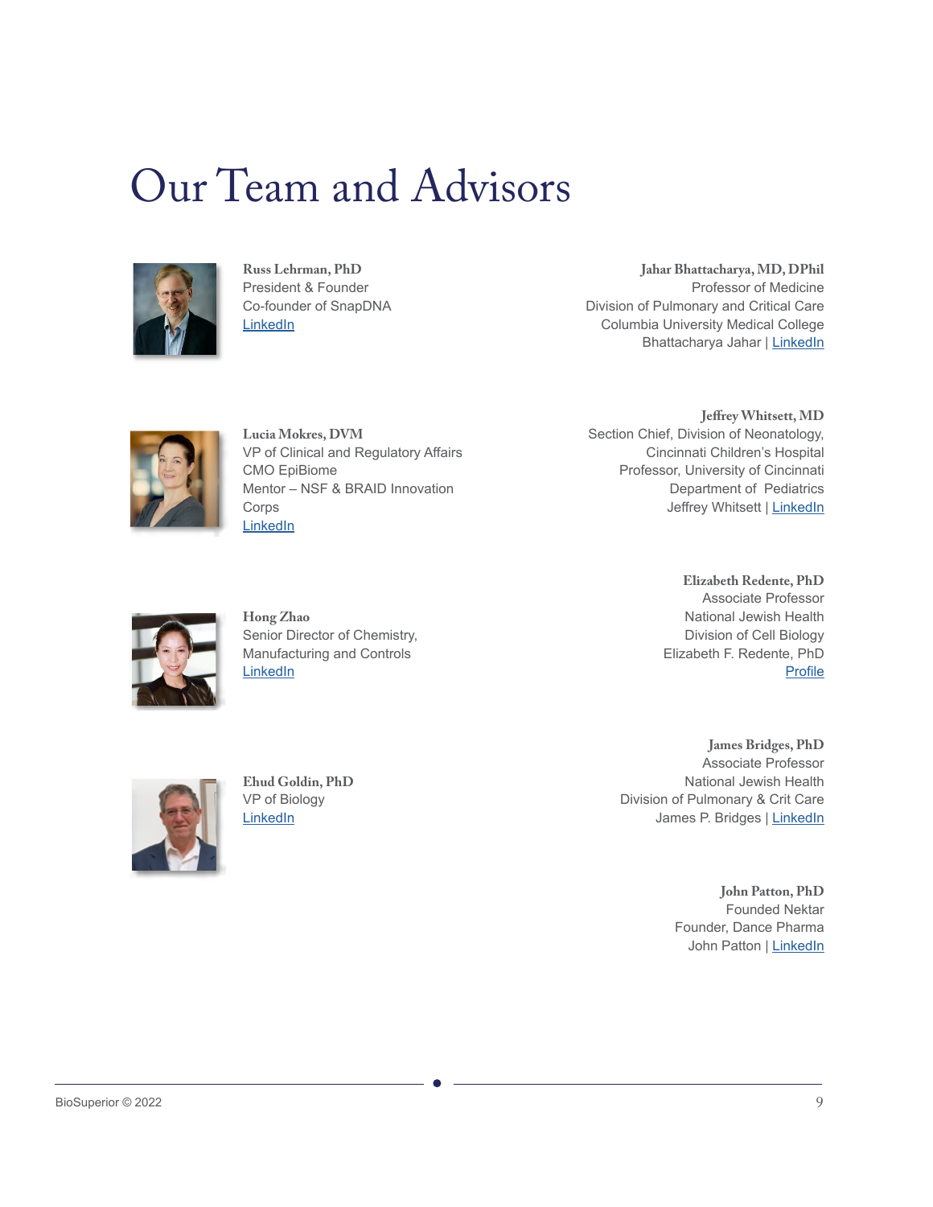# Our Team and Advisors

**Russ Lehrman, PhD**
President & Founder
Co-founder of SnapDNA
LinkedIn

**Lucia Mokres, DVM**
VP of Clinical and Regulatory Affairs
CMO EpiBiome
Mentor – NSF & BRAID Innovation Corps
LinkedIn

**Hong Zhao**
Senior Director of Chemistry, Manufacturing and Controls
LinkedIn

**Ehud Goldin, PhD**
VP of Biology
LinkedIn

**Jahar Bhattacharya, MD, DPhil**
Professor of Medicine
Division of Pulmonary and Critical Care
Columbia University Medical College
Bhattacharya Jahar | LinkedIn

**Jeffrey Whitsett, MD**
Section Chief, Division of Neonatology,
Cincinnati Children's Hospital
Professor, University of Cincinnati
Department of Pediatrics
Jeffrey Whitsett | LinkedIn

**Elizabeth Redente, PhD**
Associate Professor
National Jewish Health
Division of Cell Biology
Elizabeth F. Redente, PhD
Profile

**James Bridges, PhD**
Associate Professor
National Jewish Health
Division of Pulmonary & Crit Care
James P. Bridges | LinkedIn

**John Patton, PhD**
Founded Nektar
Founder, Dance Pharma
John Patton | LinkedIn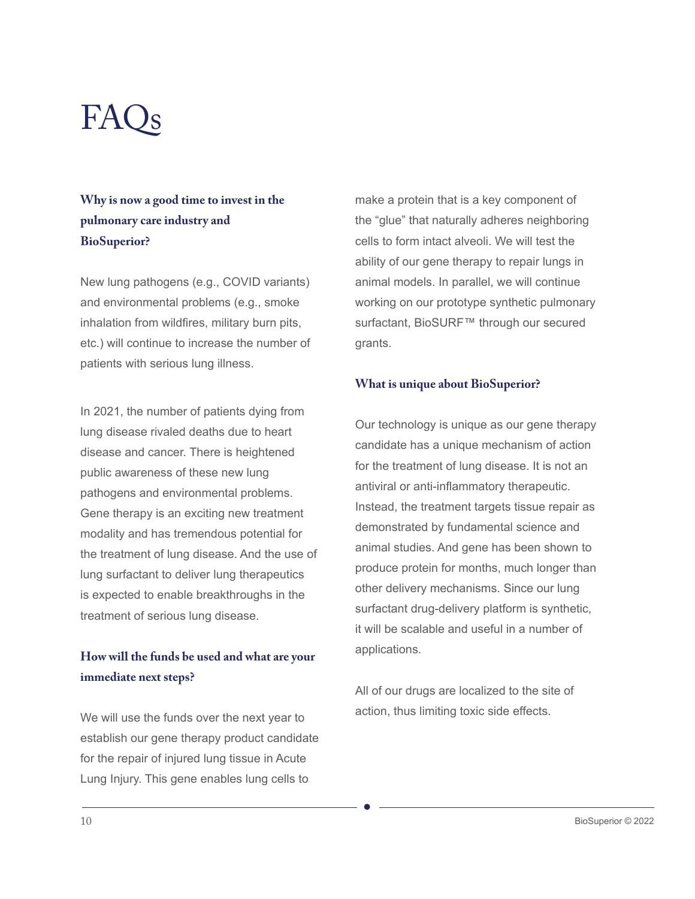# FAQs

### Why is now a good time to invest in the pulmonary care industry and BioSuperior?

New lung pathogens (e.g., COVID variants) and environmental problems (e.g., smoke inhalation from wildfires, military burn pits, etc.) will continue to increase the number of patients with serious lung illness.

In 2021, the number of patients dying from lung disease rivaled deaths due to heart disease and cancer. There is heightened public awareness of these new lung pathogens and environmental problems. Gene therapy is an exciting new treatment modality and has tremendous potential for the treatment of lung disease. And the use of lung surfactant to deliver lung therapeutics is expected to enable breakthroughs in the treatment of serious lung disease.

### How will the funds be used and what are your immediate next steps?

We will use the funds over the next year to establish our gene therapy product candidate for the repair of injured lung tissue in Acute Lung Injury. This gene enables lung cells to make a protein that is a key component of the "glue" that naturally adheres neighboring cells to form intact alveoli. We will test the ability of our gene therapy to repair lungs in animal models. In parallel, we will continue working on our prototype synthetic pulmonary surfactant, BioSURF™ through our secured grants.

### What is unique about BioSuperior?

Our technology is unique as our gene therapy candidate has a unique mechanism of action for the treatment of lung disease. It is not an antiviral or anti-inflammatory therapeutic. Instead, the treatment targets tissue repair as demonstrated by fundamental science and animal studies. And gene has been shown to produce protein for months, much longer than other delivery mechanisms. Since our lung surfactant drug-delivery platform is synthetic, it will be scalable and useful in a number of applications.

All of our drugs are localized to the site of action, thus limiting toxic side effects.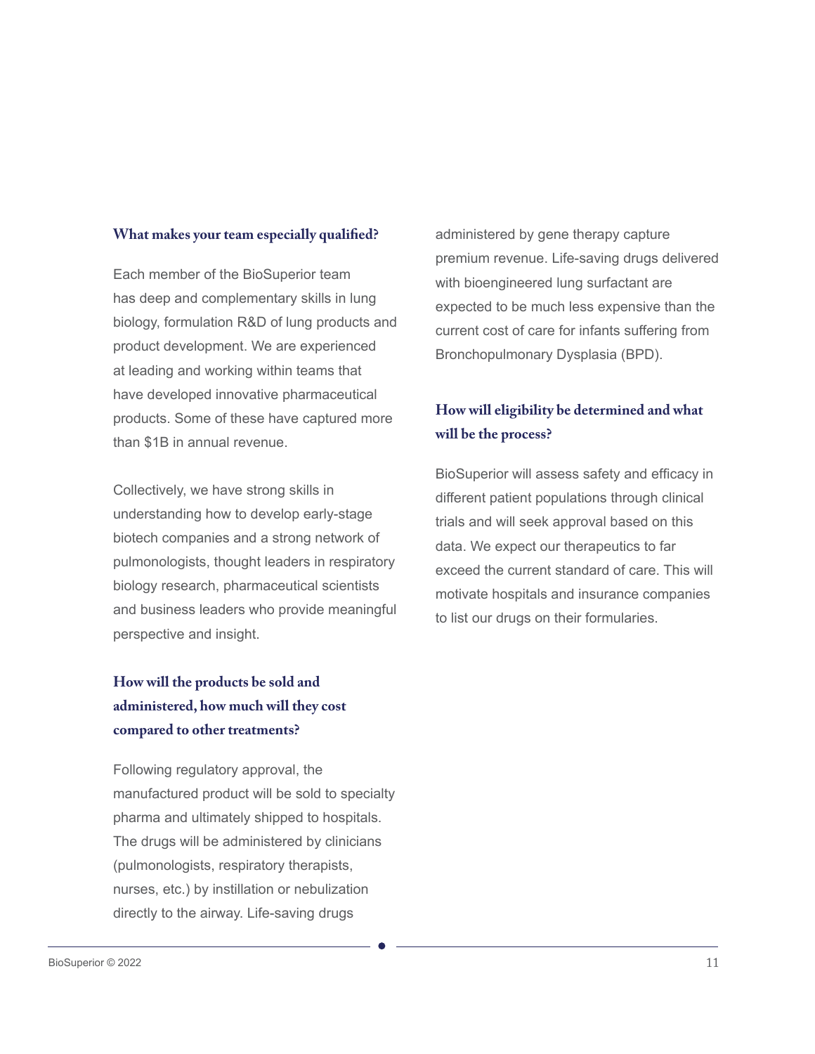### What makes your team especially qualified?

Each member of the BioSuperior team has deep and complementary skills in lung biology, formulation R&D of lung products and product development. We are experienced at leading and working within teams that have developed innovative pharmaceutical products. Some of these have captured more than $1B in annual revenue.

Collectively, we have strong skills in understanding how to develop early-stage biotech companies and a strong network of pulmonologists, thought leaders in respiratory biology research, pharmaceutical scientists and business leaders who provide meaningful perspective and insight.

### How will the products be sold and administered, how much will they cost compared to other treatments?

Following regulatory approval, the manufactured product will be sold to specialty pharma and ultimately shipped to hospitals. The drugs will be administered by clinicians (pulmonologists, respiratory therapists, nurses, etc.) by instillation or nebulization directly to the airway. Life-saving drugs administered by gene therapy capture premium revenue. Life-saving drugs delivered with bioengineered lung surfactant are expected to be much less expensive than the current cost of care for infants suffering from Bronchopulmonary Dysplasia (BPD).

### How will eligibility be determined and what will be the process?

BioSuperior will assess safety and efficacy in different patient populations through clinical trials and will seek approval based on this data. We expect our therapeutics to far exceed the current standard of care. This will motivate hospitals and insurance companies to list our drugs on their formularies.